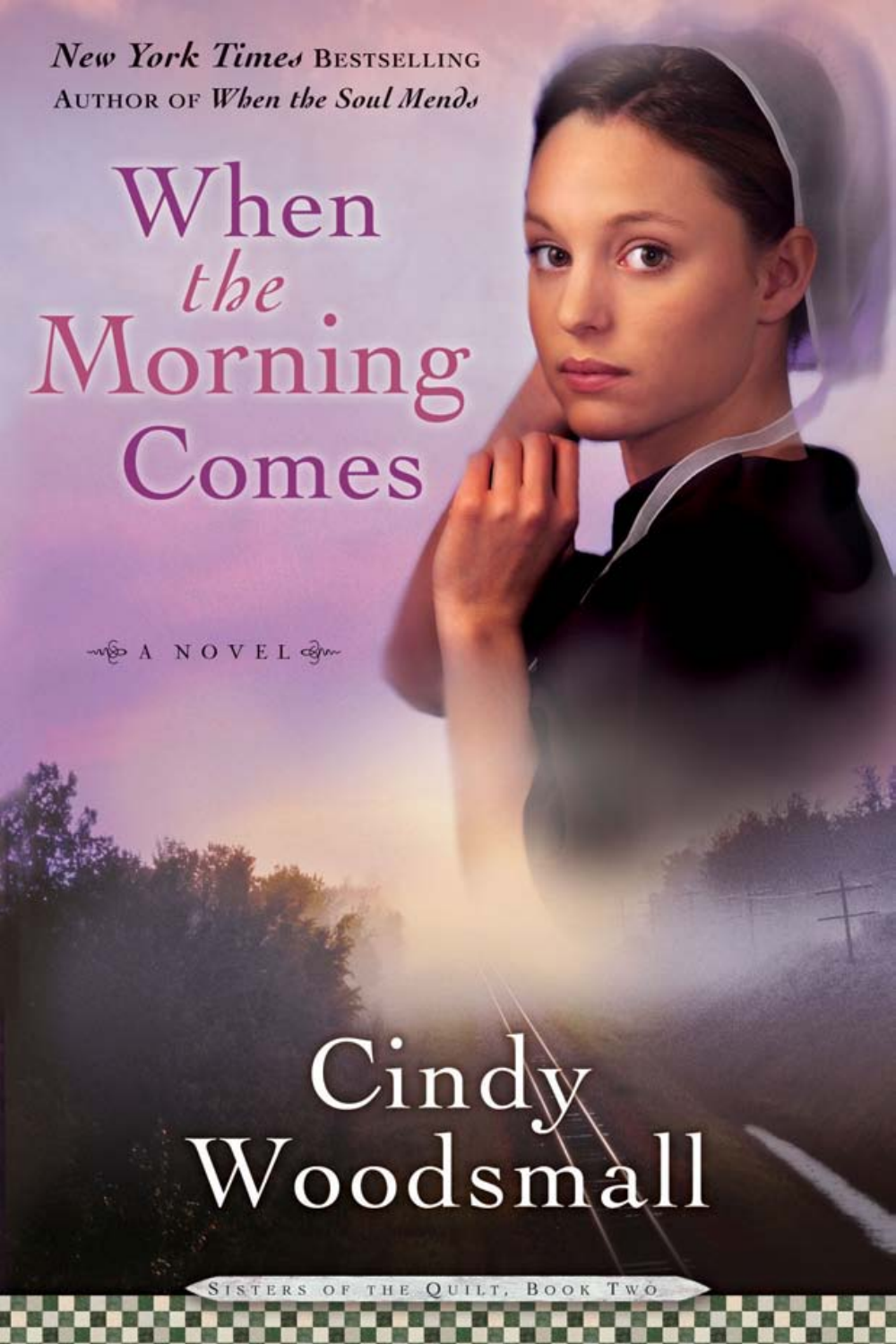***New York Times* Bestselling Author of *When the Soul Mends***

# When *the* Morning Comes

A NOVEL

## Cindy Woodsmall

Sisters of the Quilt, Book Two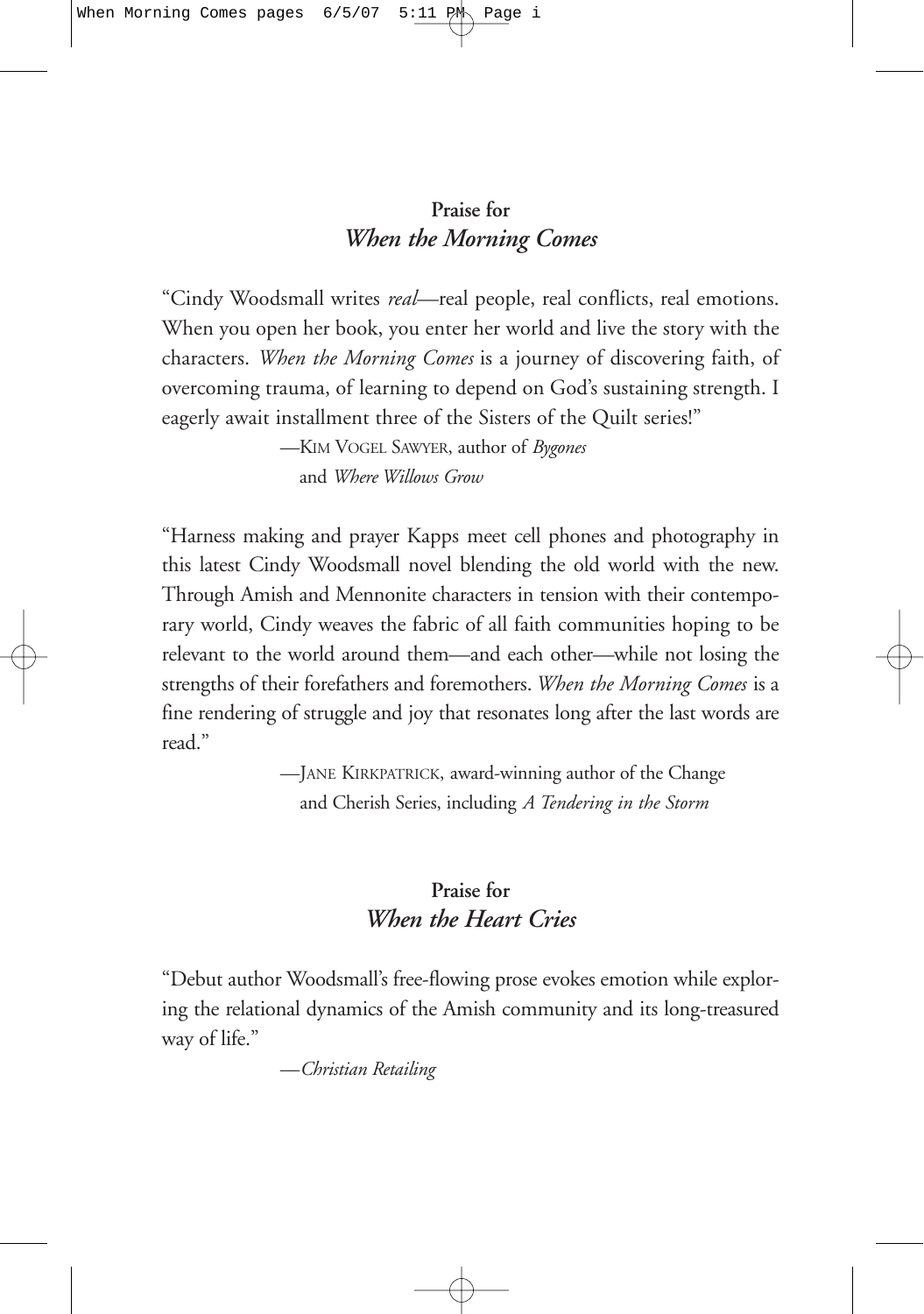**Praise for**
***When the Morning Comes***

"Cindy Woodsmall writes *real*—real people, real conflicts, real emotions. When you open her book, you enter her world and live the story with the characters. *When the Morning Comes* is a journey of discovering faith, of overcoming trauma, of learning to depend on God's sustaining strength. I eagerly await installment three of the Sisters of the Quilt series!"

—KIM VOGEL SAWYER, author of *Bygones* and *Where Willows Grow*

"Harness making and prayer Kapps meet cell phones and photography in this latest Cindy Woodsmall novel blending the old world with the new. Through Amish and Mennonite characters in tension with their contemporary world, Cindy weaves the fabric of all faith communities hoping to be relevant to the world around them—and each other—while not losing the strengths of their forefathers and foremothers. *When the Morning Comes* is a fine rendering of struggle and joy that resonates long after the last words are read."

—JANE KIRKPATRICK, award-winning author of the Change and Cherish Series, including *A Tendering in the Storm*

**Praise for**
***When the Heart Cries***

"Debut author Woodsmall's free-flowing prose evokes emotion while exploring the relational dynamics of the Amish community and its long-treasured way of life."

—*Christian Retailing*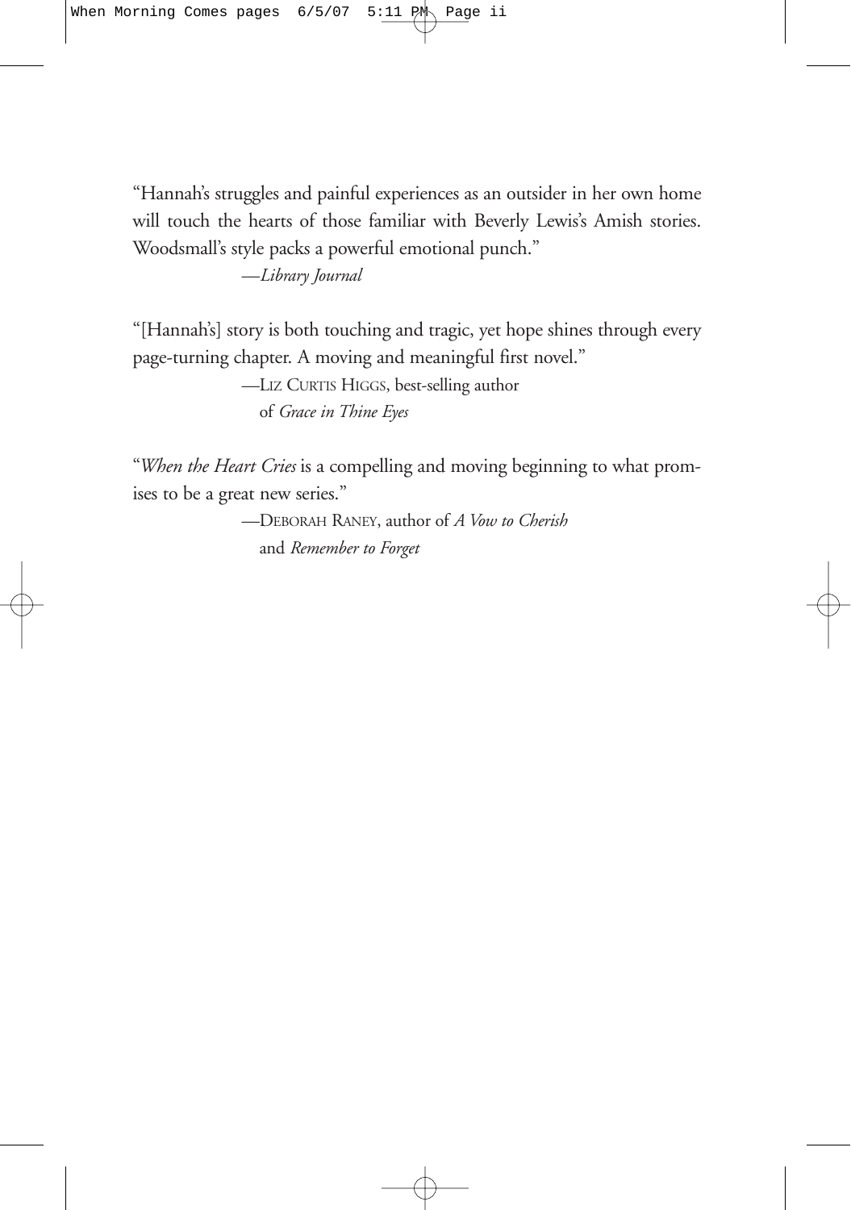"Hannah's struggles and painful experiences as an outsider in her own home will touch the hearts of those familiar with Beverly Lewis's Amish stories. Woodsmall's style packs a powerful emotional punch."

—*Library Journal*

"[Hannah's] story is both touching and tragic, yet hope shines through every page-turning chapter. A moving and meaningful first novel."

—LIZ CURTIS HIGGS, best-selling author of *Grace in Thine Eyes*

"*When the Heart Cries* is a compelling and moving beginning to what promises to be a great new series."

—DEBORAH RANEY, author of *A Vow to Cherish* and *Remember to Forget*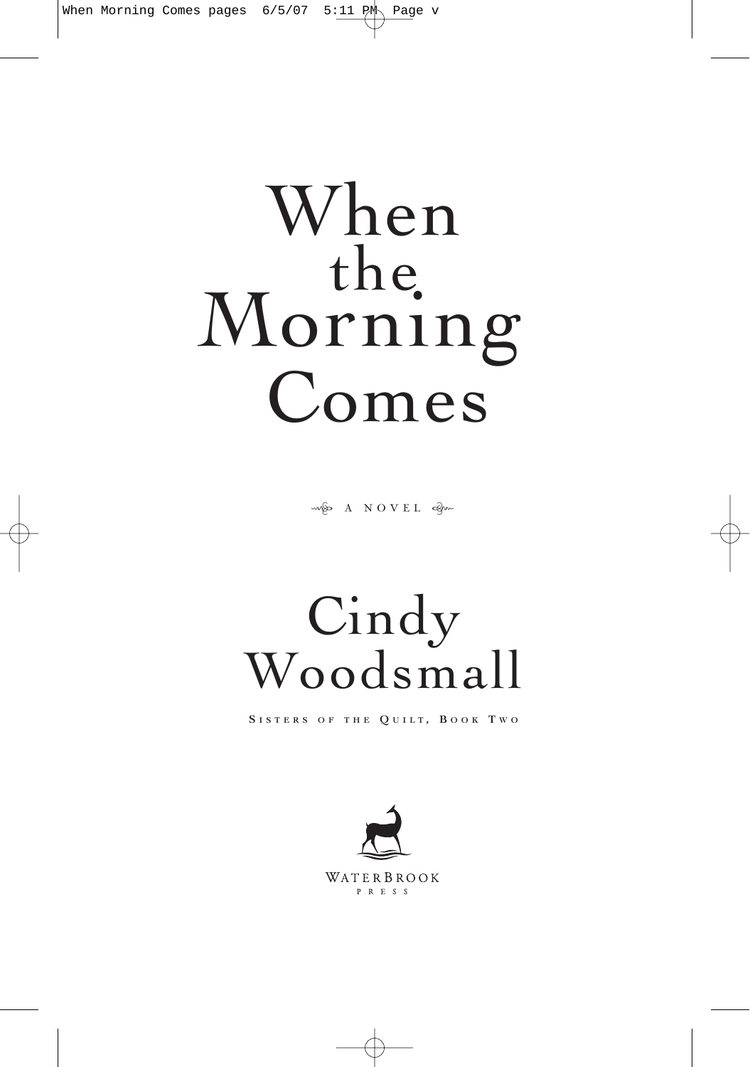# When the Morning Comes

A NOVEL

## Cindy Woodsmall

SISTERS OF THE QUILT, BOOK TWO

WATERBROOK PRESS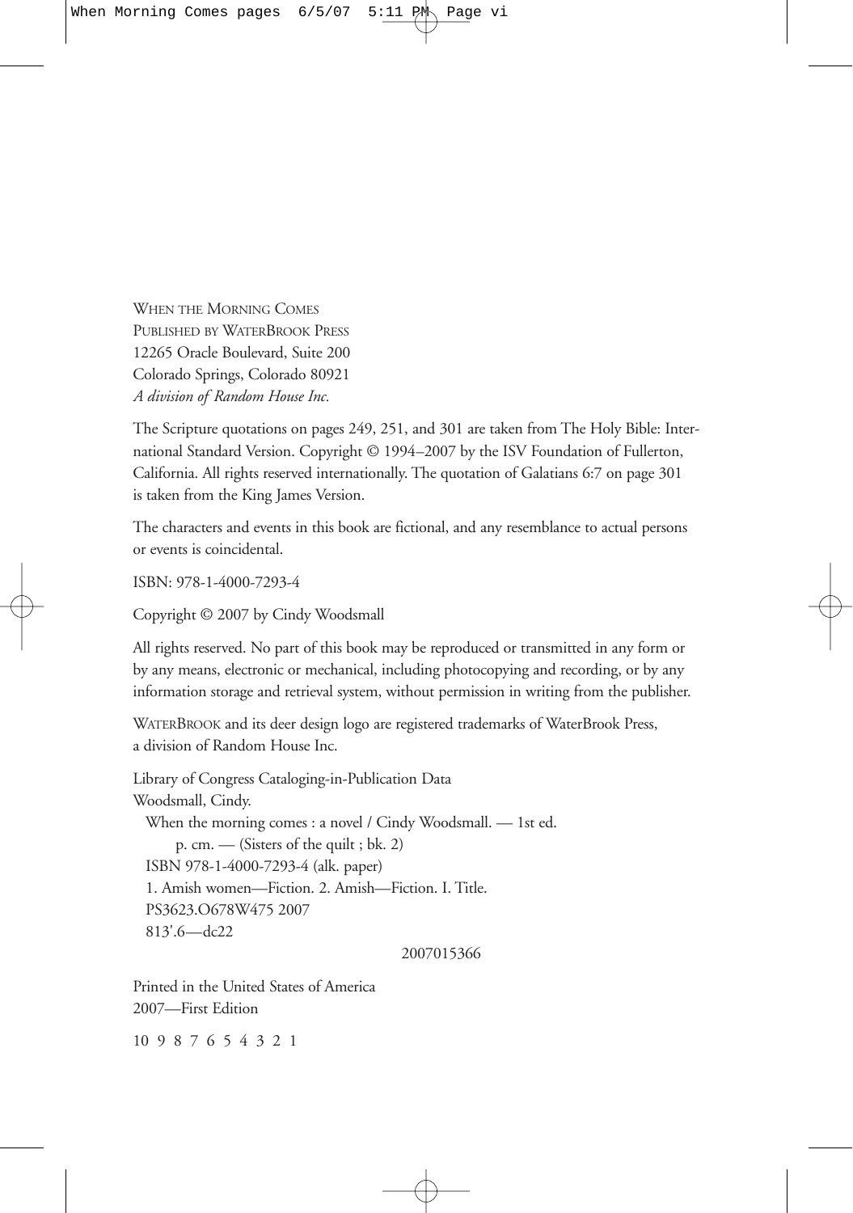WHEN THE MORNING COMES
PUBLISHED BY WATERBROOK PRESS
12265 Oracle Boulevard, Suite 200
Colorado Springs, Colorado 80921
*A division of Random House Inc.*

The Scripture quotations on pages 249, 251, and 301 are taken from The Holy Bible: International Standard Version. Copyright © 1994–2007 by the ISV Foundation of Fullerton, California. All rights reserved internationally. The quotation of Galatians 6:7 on page 301 is taken from the King James Version.

The characters and events in this book are fictional, and any resemblance to actual persons or events is coincidental.

ISBN: 978-1-4000-7293-4

Copyright © 2007 by Cindy Woodsmall

All rights reserved. No part of this book may be reproduced or transmitted in any form or by any means, electronic or mechanical, including photocopying and recording, or by any information storage and retrieval system, without permission in writing from the publisher.

WATERBROOK and its deer design logo are registered trademarks of WaterBrook Press, a division of Random House Inc.

Library of Congress Cataloging-in-Publication Data
Woodsmall, Cindy.
When the morning comes : a novel / Cindy Woodsmall. — 1st ed.
p. cm. — (Sisters of the quilt ; bk. 2)
ISBN 978-1-4000-7293-4 (alk. paper)
1. Amish women—Fiction. 2. Amish—Fiction. I. Title.
PS3623.O678W475 2007
813'.6—dc22

2007015366

Printed in the United States of America
2007—First Edition

10 9 8 7 6 5 4 3 2 1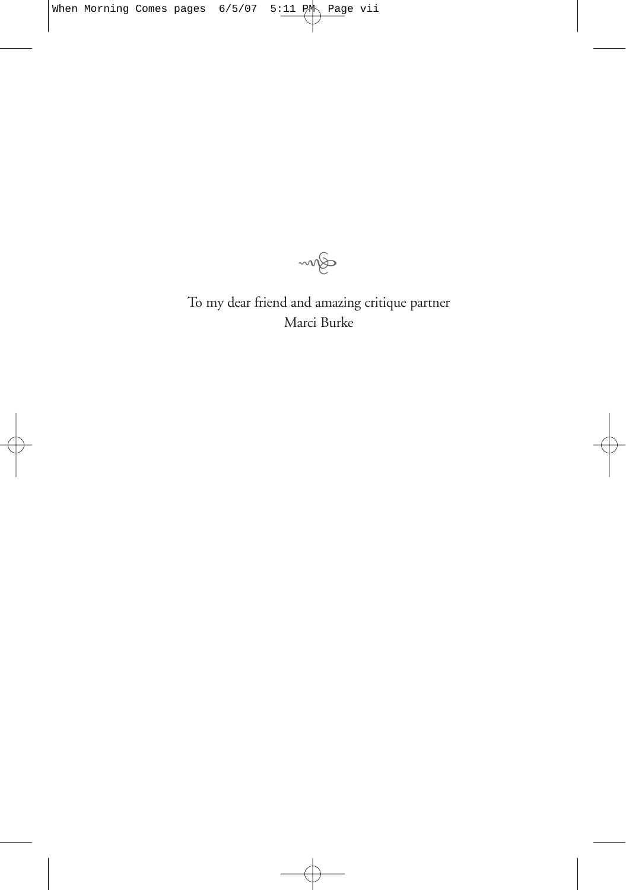To my dear friend and amazing critique partner
Marci Burke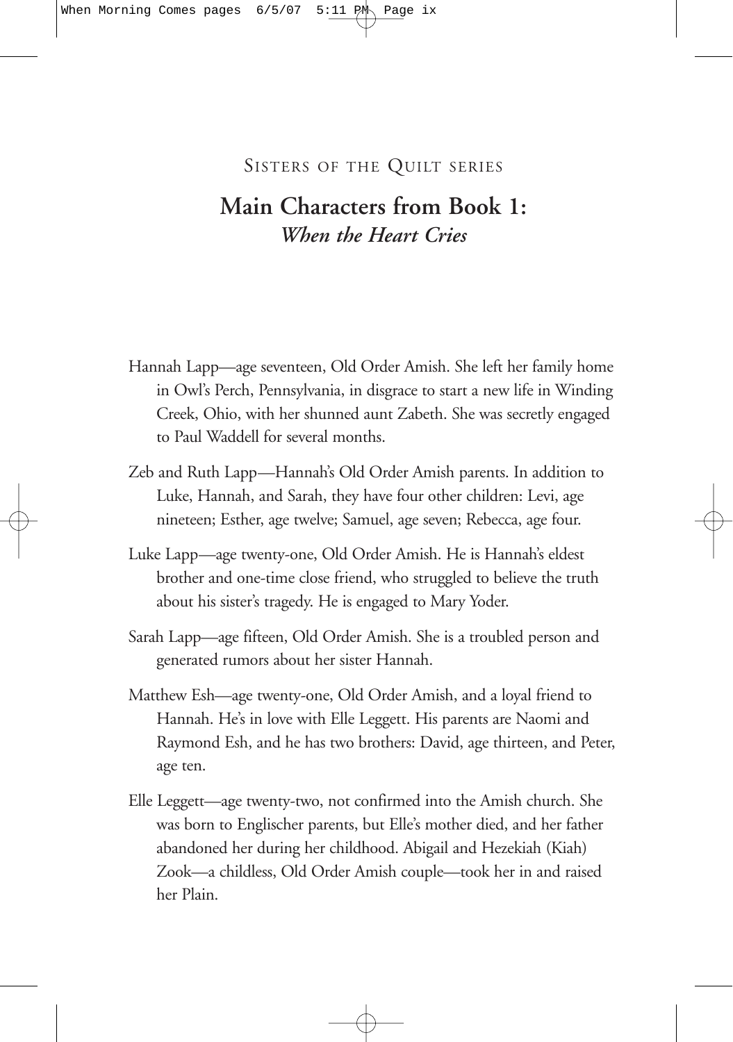SISTERS OF THE QUILT SERIES

# Main Characters from Book 1: *When the Heart Cries*

Hannah Lapp—age seventeen, Old Order Amish. She left her family home in Owl's Perch, Pennsylvania, in disgrace to start a new life in Winding Creek, Ohio, with her shunned aunt Zabeth. She was secretly engaged to Paul Waddell for several months.

Zeb and Ruth Lapp—Hannah's Old Order Amish parents. In addition to Luke, Hannah, and Sarah, they have four other children: Levi, age nineteen; Esther, age twelve; Samuel, age seven; Rebecca, age four.

Luke Lapp—age twenty-one, Old Order Amish. He is Hannah's eldest brother and one-time close friend, who struggled to believe the truth about his sister's tragedy. He is engaged to Mary Yoder.

Sarah Lapp—age fifteen, Old Order Amish. She is a troubled person and generated rumors about her sister Hannah.

Matthew Esh—age twenty-one, Old Order Amish, and a loyal friend to Hannah. He's in love with Elle Leggett. His parents are Naomi and Raymond Esh, and he has two brothers: David, age thirteen, and Peter, age ten.

Elle Leggett—age twenty-two, not confirmed into the Amish church. She was born to Englischer parents, but Elle's mother died, and her father abandoned her during her childhood. Abigail and Hezekiah (Kiah) Zook—a childless, Old Order Amish couple—took her in and raised her Plain.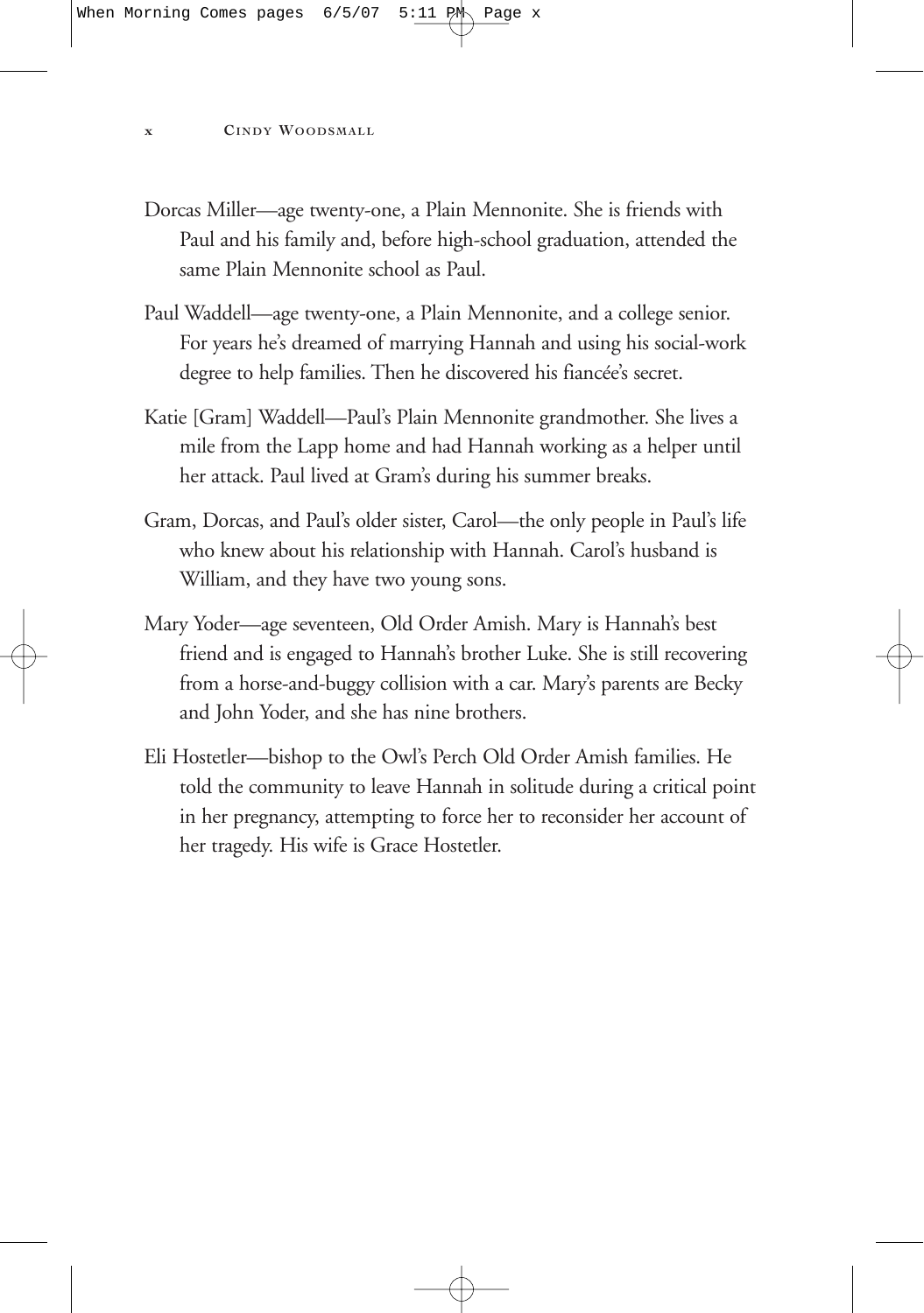Dorcas Miller—age twenty-one, a Plain Mennonite. She is friends with Paul and his family and, before high-school graduation, attended the same Plain Mennonite school as Paul.

Paul Waddell—age twenty-one, a Plain Mennonite, and a college senior. For years he's dreamed of marrying Hannah and using his social-work degree to help families. Then he discovered his fiancée's secret.

Katie [Gram] Waddell—Paul's Plain Mennonite grandmother. She lives a mile from the Lapp home and had Hannah working as a helper until her attack. Paul lived at Gram's during his summer breaks.

Gram, Dorcas, and Paul's older sister, Carol—the only people in Paul's life who knew about his relationship with Hannah. Carol's husband is William, and they have two young sons.

Mary Yoder—age seventeen, Old Order Amish. Mary is Hannah's best friend and is engaged to Hannah's brother Luke. She is still recovering from a horse-and-buggy collision with a car. Mary's parents are Becky and John Yoder, and she has nine brothers.

Eli Hostetler—bishop to the Owl's Perch Old Order Amish families. He told the community to leave Hannah in solitude during a critical point in her pregnancy, attempting to force her to reconsider her account of her tragedy. His wife is Grace Hostetler.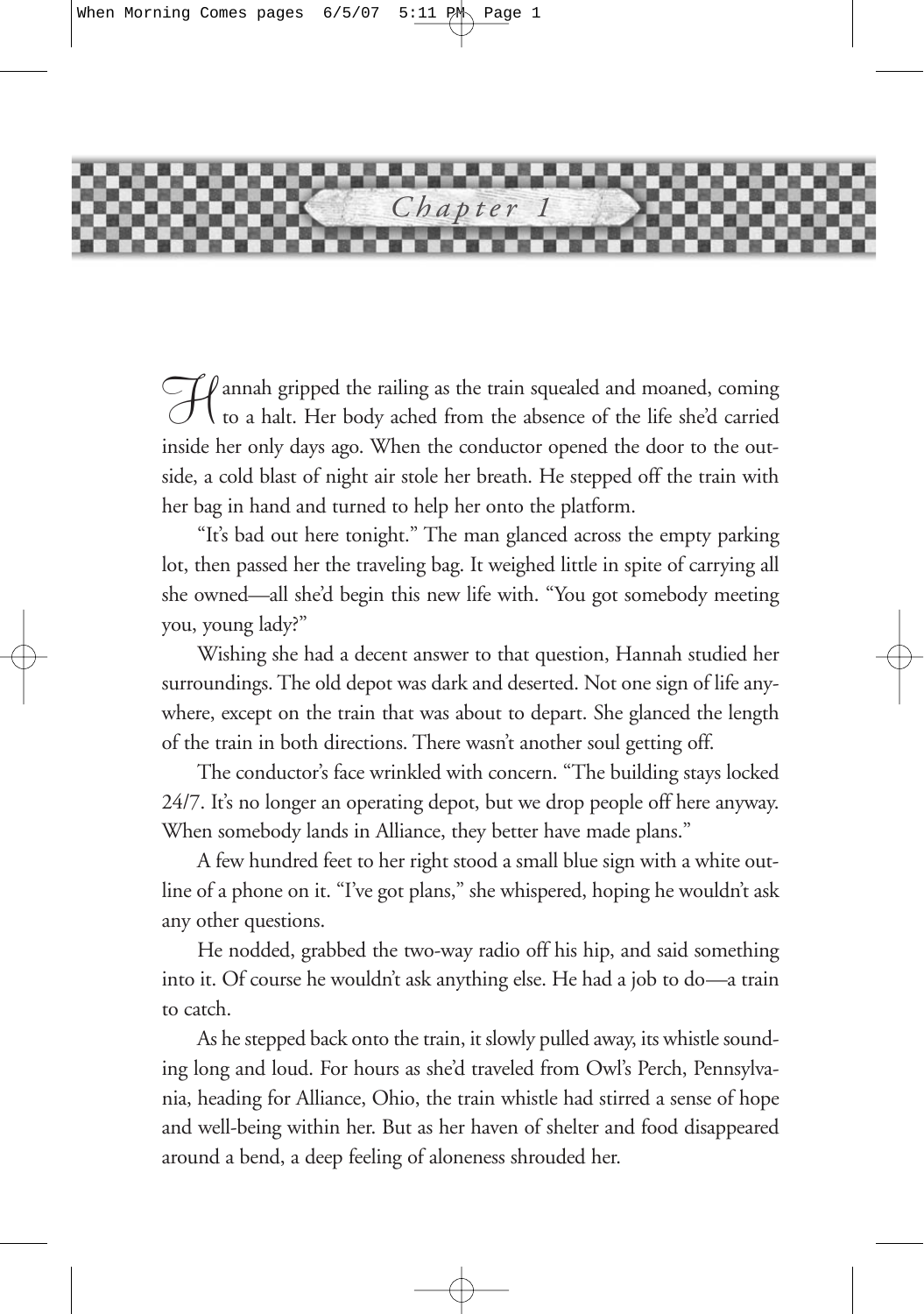# Chapter 1

Hannah gripped the railing as the train squealed and moaned, coming to a halt. Her body ached from the absence of the life she'd carried inside her only days ago. When the conductor opened the door to the outside, a cold blast of night air stole her breath. He stepped off the train with her bag in hand and turned to help her onto the platform.

"It's bad out here tonight." The man glanced across the empty parking lot, then passed her the traveling bag. It weighed little in spite of carrying all she owned—all she'd begin this new life with. "You got somebody meeting you, young lady?"

Wishing she had a decent answer to that question, Hannah studied her surroundings. The old depot was dark and deserted. Not one sign of life anywhere, except on the train that was about to depart. She glanced the length of the train in both directions. There wasn't another soul getting off.

The conductor's face wrinkled with concern. "The building stays locked 24/7. It's no longer an operating depot, but we drop people off here anyway. When somebody lands in Alliance, they better have made plans."

A few hundred feet to her right stood a small blue sign with a white outline of a phone on it. "I've got plans," she whispered, hoping he wouldn't ask any other questions.

He nodded, grabbed the two-way radio off his hip, and said something into it. Of course he wouldn't ask anything else. He had a job to do—a train to catch.

As he stepped back onto the train, it slowly pulled away, its whistle sounding long and loud. For hours as she'd traveled from Owl's Perch, Pennsylvania, heading for Alliance, Ohio, the train whistle had stirred a sense of hope and well-being within her. But as her haven of shelter and food disappeared around a bend, a deep feeling of aloneness shrouded her.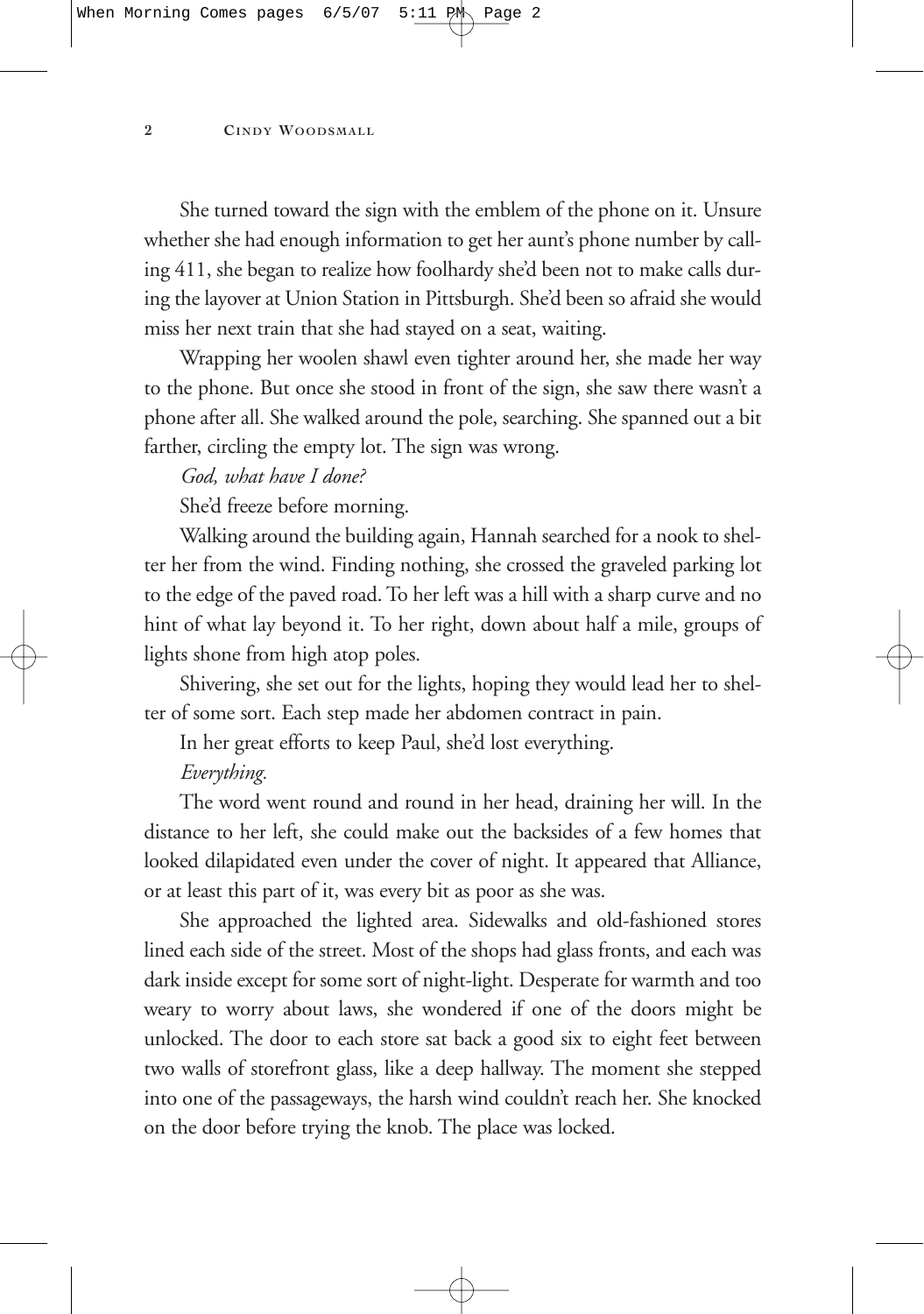She turned toward the sign with the emblem of the phone on it. Unsure whether she had enough information to get her aunt's phone number by calling 411, she began to realize how foolhardy she'd been not to make calls during the layover at Union Station in Pittsburgh. She'd been so afraid she would miss her next train that she had stayed on a seat, waiting.

Wrapping her woolen shawl even tighter around her, she made her way to the phone. But once she stood in front of the sign, she saw there wasn't a phone after all. She walked around the pole, searching. She spanned out a bit farther, circling the empty lot. The sign was wrong.

*God, what have I done?*

She'd freeze before morning.

Walking around the building again, Hannah searched for a nook to shelter her from the wind. Finding nothing, she crossed the graveled parking lot to the edge of the paved road. To her left was a hill with a sharp curve and no hint of what lay beyond it. To her right, down about half a mile, groups of lights shone from high atop poles.

Shivering, she set out for the lights, hoping they would lead her to shelter of some sort. Each step made her abdomen contract in pain.

In her great efforts to keep Paul, she'd lost everything.

*Everything.*

The word went round and round in her head, draining her will. In the distance to her left, she could make out the backsides of a few homes that looked dilapidated even under the cover of night. It appeared that Alliance, or at least this part of it, was every bit as poor as she was.

She approached the lighted area. Sidewalks and old-fashioned stores lined each side of the street. Most of the shops had glass fronts, and each was dark inside except for some sort of night-light. Desperate for warmth and too weary to worry about laws, she wondered if one of the doors might be unlocked. The door to each store sat back a good six to eight feet between two walls of storefront glass, like a deep hallway. The moment she stepped into one of the passageways, the harsh wind couldn't reach her. She knocked on the door before trying the knob. The place was locked.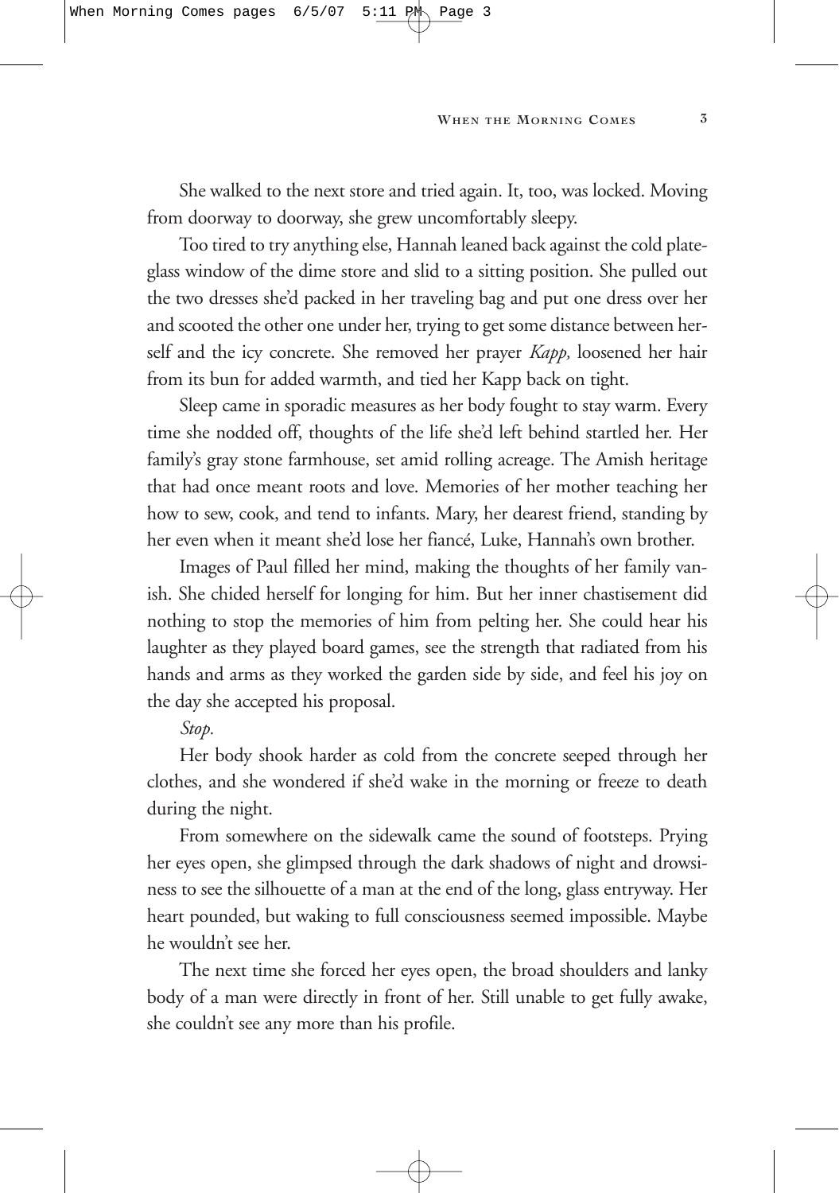She walked to the next store and tried again. It, too, was locked. Moving from doorway to doorway, she grew uncomfortably sleepy.

Too tired to try anything else, Hannah leaned back against the cold plate-glass window of the dime store and slid to a sitting position. She pulled out the two dresses she'd packed in her traveling bag and put one dress over her and scooted the other one under her, trying to get some distance between herself and the icy concrete. She removed her prayer *Kapp,* loosened her hair from its bun for added warmth, and tied her Kapp back on tight.

Sleep came in sporadic measures as her body fought to stay warm. Every time she nodded off, thoughts of the life she'd left behind startled her. Her family's gray stone farmhouse, set amid rolling acreage. The Amish heritage that had once meant roots and love. Memories of her mother teaching her how to sew, cook, and tend to infants. Mary, her dearest friend, standing by her even when it meant she'd lose her fiancé, Luke, Hannah's own brother.

Images of Paul filled her mind, making the thoughts of her family vanish. She chided herself for longing for him. But her inner chastisement did nothing to stop the memories of him from pelting her. She could hear his laughter as they played board games, see the strength that radiated from his hands and arms as they worked the garden side by side, and feel his joy on the day she accepted his proposal.

*Stop.*

Her body shook harder as cold from the concrete seeped through her clothes, and she wondered if she'd wake in the morning or freeze to death during the night.

From somewhere on the sidewalk came the sound of footsteps. Prying her eyes open, she glimpsed through the dark shadows of night and drowsiness to see the silhouette of a man at the end of the long, glass entryway. Her heart pounded, but waking to full consciousness seemed impossible. Maybe he wouldn't see her.

The next time she forced her eyes open, the broad shoulders and lanky body of a man were directly in front of her. Still unable to get fully awake, she couldn't see any more than his profile.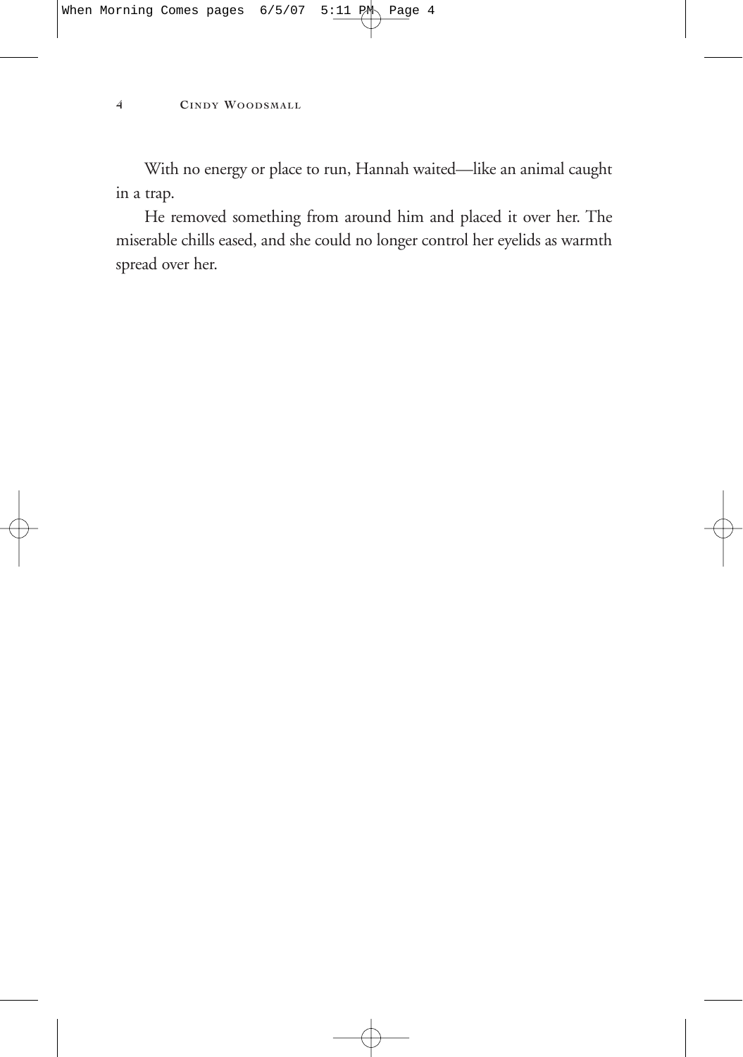With no energy or place to run, Hannah waited—like an animal caught in a trap.

He removed something from around him and placed it over her. The miserable chills eased, and she could no longer control her eyelids as warmth spread over her.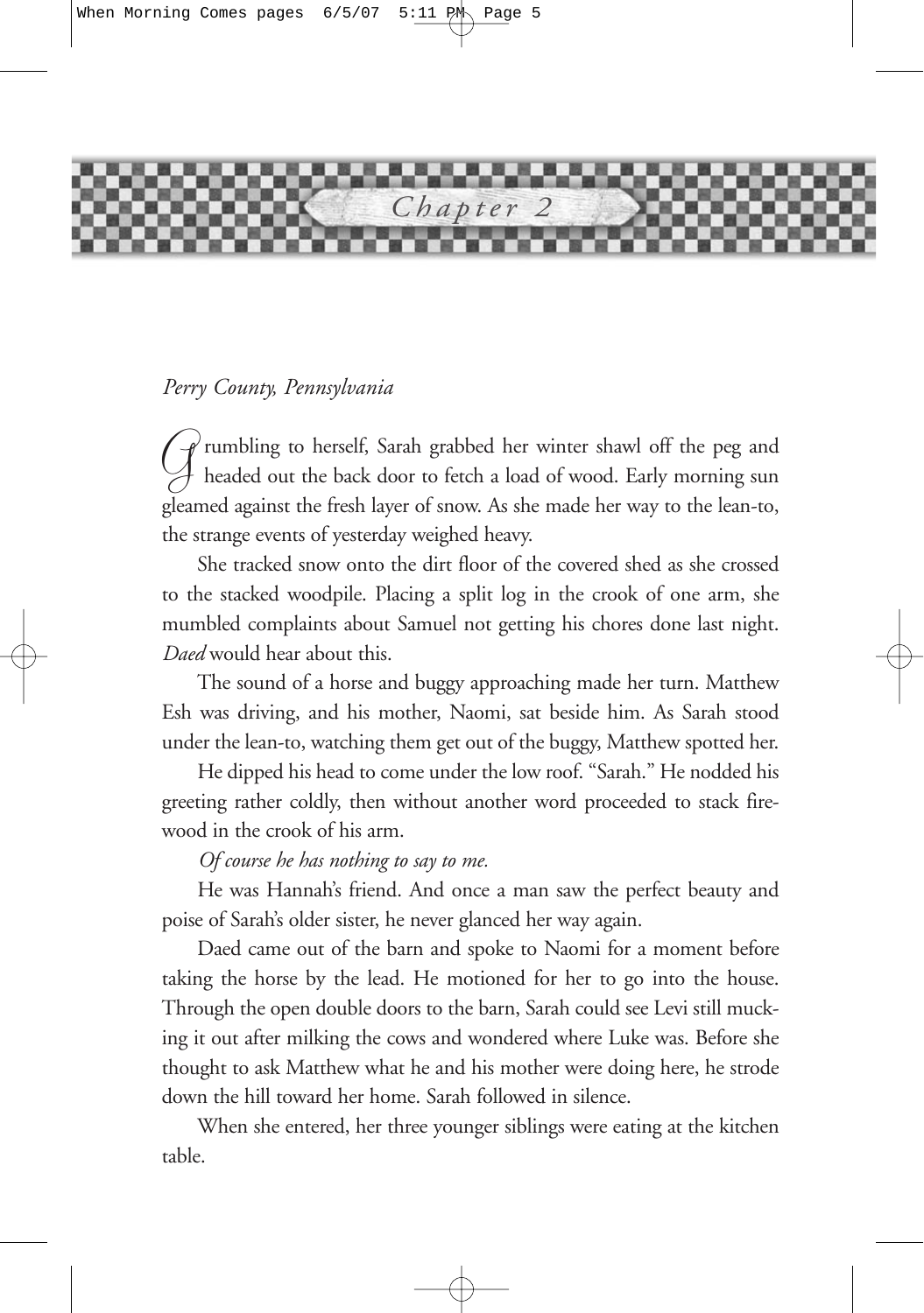## *Chapter 2*

*Perry County, Pennsylvania*

Grumbling to herself, Sarah grabbed her winter shawl off the peg and headed out the back door to fetch a load of wood. Early morning sun gleamed against the fresh layer of snow. As she made her way to the lean-to, the strange events of yesterday weighed heavy.

She tracked snow onto the dirt floor of the covered shed as she crossed to the stacked woodpile. Placing a split log in the crook of one arm, she mumbled complaints about Samuel not getting his chores done last night. *Daed* would hear about this.

The sound of a horse and buggy approaching made her turn. Matthew Esh was driving, and his mother, Naomi, sat beside him. As Sarah stood under the lean-to, watching them get out of the buggy, Matthew spotted her.

He dipped his head to come under the low roof. "Sarah." He nodded his greeting rather coldly, then without another word proceeded to stack firewood in the crook of his arm.

*Of course he has nothing to say to me.*

He was Hannah's friend. And once a man saw the perfect beauty and poise of Sarah's older sister, he never glanced her way again.

Daed came out of the barn and spoke to Naomi for a moment before taking the horse by the lead. He motioned for her to go into the house. Through the open double doors to the barn, Sarah could see Levi still mucking it out after milking the cows and wondered where Luke was. Before she thought to ask Matthew what he and his mother were doing here, he strode down the hill toward her home. Sarah followed in silence.

When she entered, her three younger siblings were eating at the kitchen table.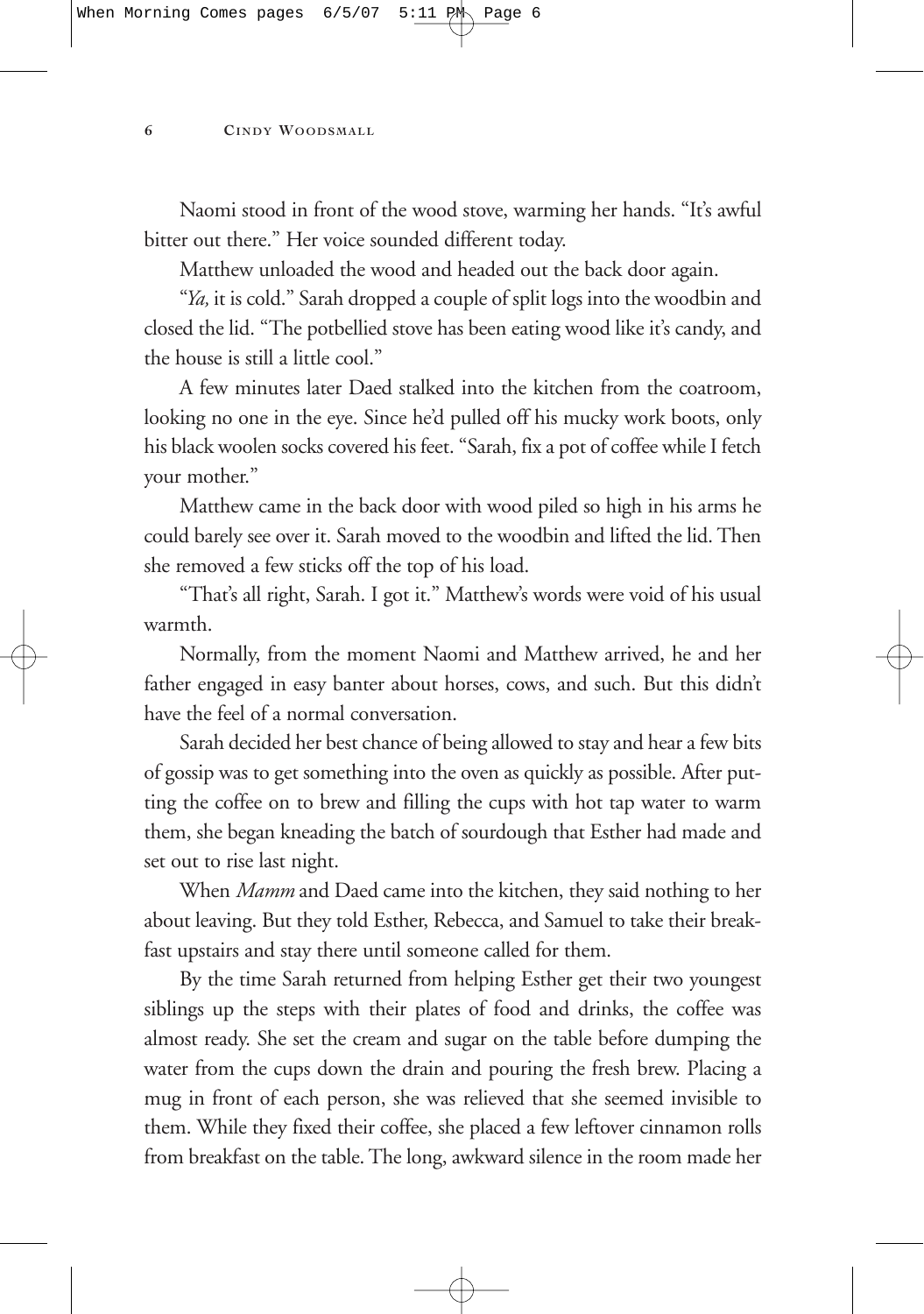Naomi stood in front of the wood stove, warming her hands. "It's awful bitter out there." Her voice sounded different today.

Matthew unloaded the wood and headed out the back door again.

"*Ya,* it is cold." Sarah dropped a couple of split logs into the woodbin and closed the lid. "The potbellied stove has been eating wood like it's candy, and the house is still a little cool."

A few minutes later Daed stalked into the kitchen from the coatroom, looking no one in the eye. Since he'd pulled off his mucky work boots, only his black woolen socks covered his feet. "Sarah, fix a pot of coffee while I fetch your mother."

Matthew came in the back door with wood piled so high in his arms he could barely see over it. Sarah moved to the woodbin and lifted the lid. Then she removed a few sticks off the top of his load.

"That's all right, Sarah. I got it." Matthew's words were void of his usual warmth.

Normally, from the moment Naomi and Matthew arrived, he and her father engaged in easy banter about horses, cows, and such. But this didn't have the feel of a normal conversation.

Sarah decided her best chance of being allowed to stay and hear a few bits of gossip was to get something into the oven as quickly as possible. After putting the coffee on to brew and filling the cups with hot tap water to warm them, she began kneading the batch of sourdough that Esther had made and set out to rise last night.

When *Mamm* and Daed came into the kitchen, they said nothing to her about leaving. But they told Esther, Rebecca, and Samuel to take their breakfast upstairs and stay there until someone called for them.

By the time Sarah returned from helping Esther get their two youngest siblings up the steps with their plates of food and drinks, the coffee was almost ready. She set the cream and sugar on the table before dumping the water from the cups down the drain and pouring the fresh brew. Placing a mug in front of each person, she was relieved that she seemed invisible to them. While they fixed their coffee, she placed a few leftover cinnamon rolls from breakfast on the table. The long, awkward silence in the room made her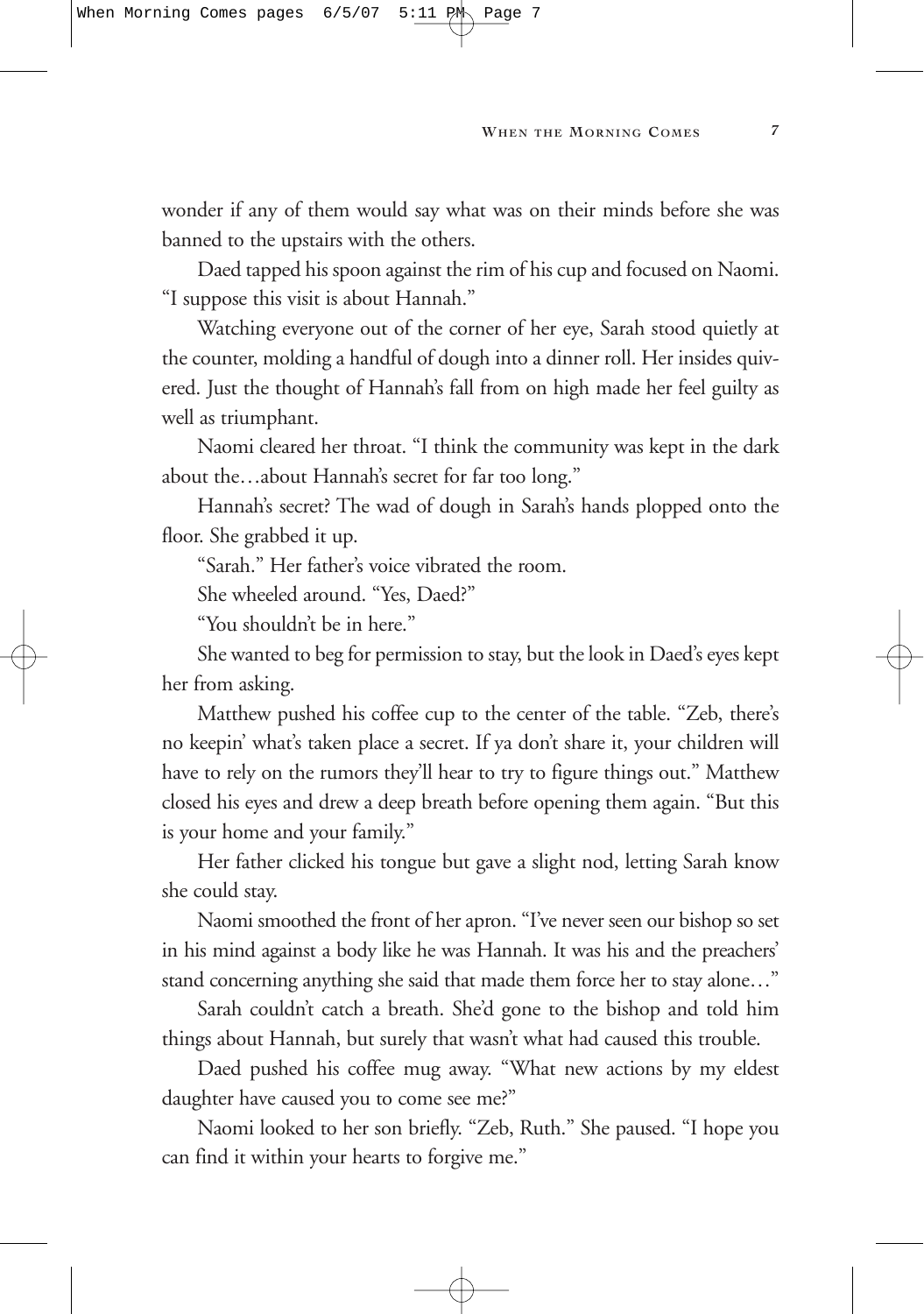wonder if any of them would say what was on their minds before she was banned to the upstairs with the others.

Daed tapped his spoon against the rim of his cup and focused on Naomi. "I suppose this visit is about Hannah."

Watching everyone out of the corner of her eye, Sarah stood quietly at the counter, molding a handful of dough into a dinner roll. Her insides quivered. Just the thought of Hannah's fall from on high made her feel guilty as well as triumphant.

Naomi cleared her throat. "I think the community was kept in the dark about the…about Hannah's secret for far too long."

Hannah's secret? The wad of dough in Sarah's hands plopped onto the floor. She grabbed it up.

"Sarah." Her father's voice vibrated the room.

She wheeled around. "Yes, Daed?"

"You shouldn't be in here."

She wanted to beg for permission to stay, but the look in Daed's eyes kept her from asking.

Matthew pushed his coffee cup to the center of the table. "Zeb, there's no keepin' what's taken place a secret. If ya don't share it, your children will have to rely on the rumors they'll hear to try to figure things out." Matthew closed his eyes and drew a deep breath before opening them again. "But this is your home and your family."

Her father clicked his tongue but gave a slight nod, letting Sarah know she could stay.

Naomi smoothed the front of her apron. "I've never seen our bishop so set in his mind against a body like he was Hannah. It was his and the preachers' stand concerning anything she said that made them force her to stay alone…"

Sarah couldn't catch a breath. She'd gone to the bishop and told him things about Hannah, but surely that wasn't what had caused this trouble.

Daed pushed his coffee mug away. "What new actions by my eldest daughter have caused you to come see me?"

Naomi looked to her son briefly. "Zeb, Ruth." She paused. "I hope you can find it within your hearts to forgive me."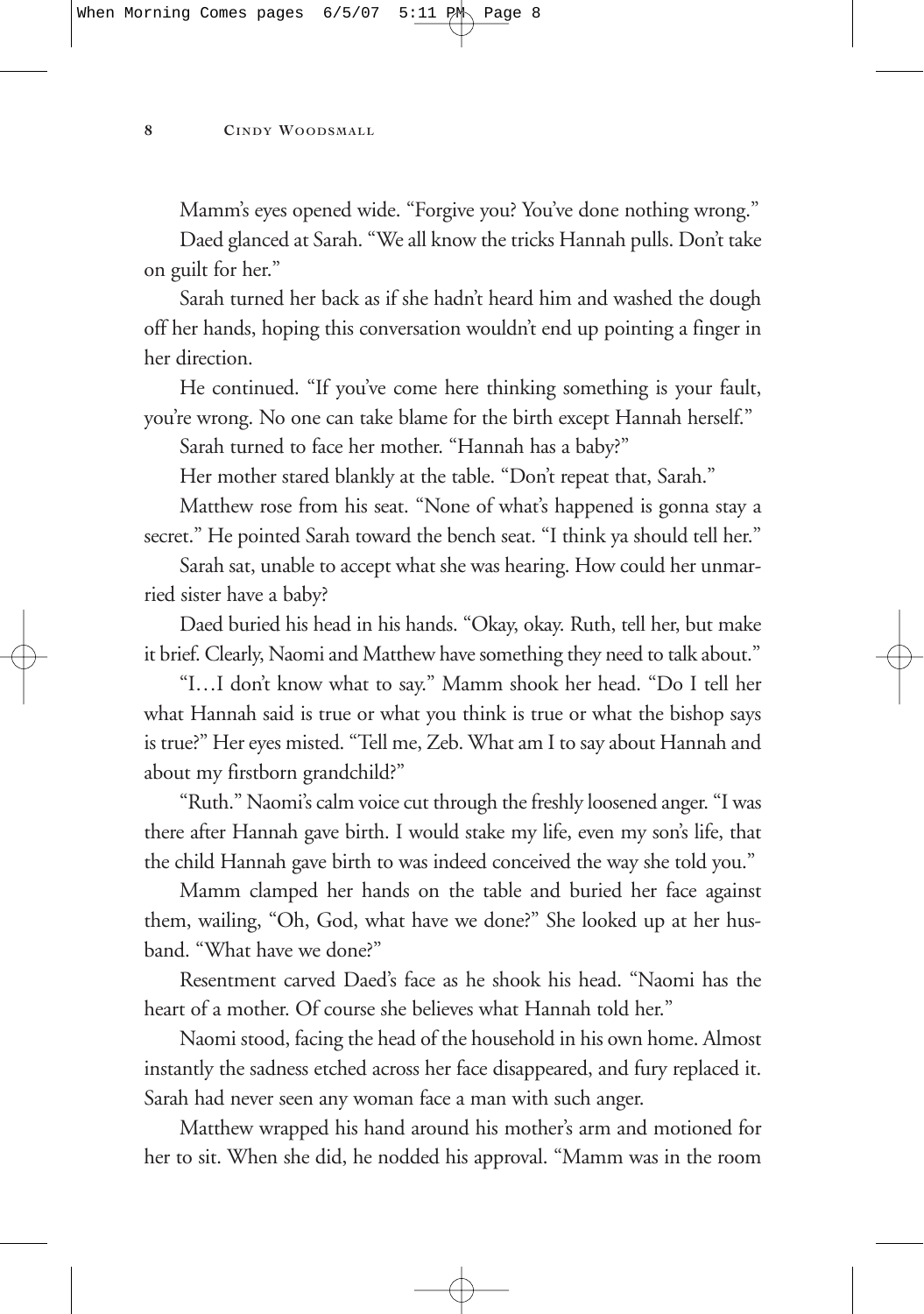Mamm's eyes opened wide. "Forgive you? You've done nothing wrong."

Daed glanced at Sarah. "We all know the tricks Hannah pulls. Don't take on guilt for her."

Sarah turned her back as if she hadn't heard him and washed the dough off her hands, hoping this conversation wouldn't end up pointing a finger in her direction.

He continued. "If you've come here thinking something is your fault, you're wrong. No one can take blame for the birth except Hannah herself."

Sarah turned to face her mother. "Hannah has a baby?"

Her mother stared blankly at the table. "Don't repeat that, Sarah."

Matthew rose from his seat. "None of what's happened is gonna stay a secret." He pointed Sarah toward the bench seat. "I think ya should tell her."

Sarah sat, unable to accept what she was hearing. How could her unmarried sister have a baby?

Daed buried his head in his hands. "Okay, okay. Ruth, tell her, but make it brief. Clearly, Naomi and Matthew have something they need to talk about."

"I…I don't know what to say." Mamm shook her head. "Do I tell her what Hannah said is true or what you think is true or what the bishop says is true?" Her eyes misted. "Tell me, Zeb. What am I to say about Hannah and about my firstborn grandchild?"

"Ruth." Naomi's calm voice cut through the freshly loosened anger. "I was there after Hannah gave birth. I would stake my life, even my son's life, that the child Hannah gave birth to was indeed conceived the way she told you."

Mamm clamped her hands on the table and buried her face against them, wailing, "Oh, God, what have we done?" She looked up at her husband. "What have we done?"

Resentment carved Daed's face as he shook his head. "Naomi has the heart of a mother. Of course she believes what Hannah told her."

Naomi stood, facing the head of the household in his own home. Almost instantly the sadness etched across her face disappeared, and fury replaced it. Sarah had never seen any woman face a man with such anger.

Matthew wrapped his hand around his mother's arm and motioned for her to sit. When she did, he nodded his approval. "Mamm was in the room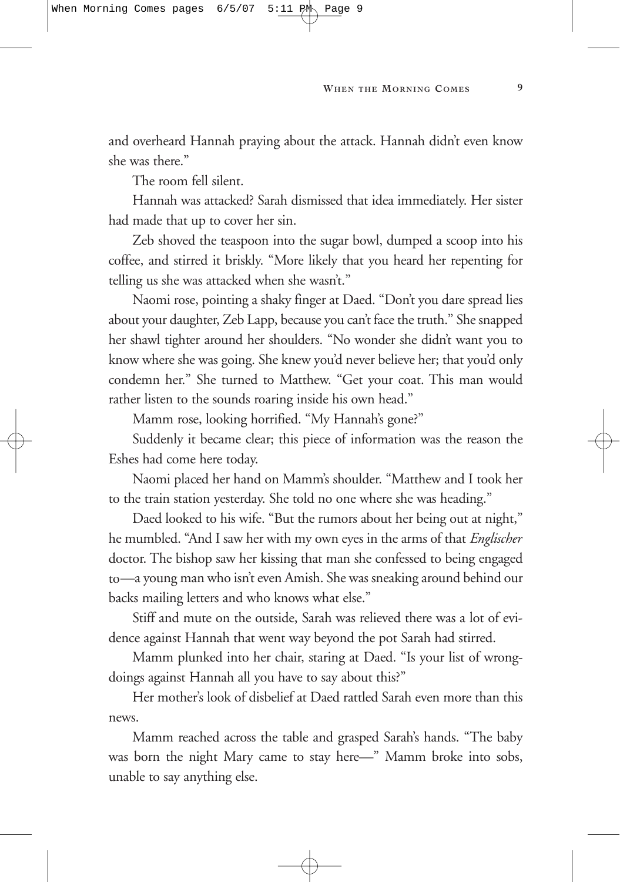and overheard Hannah praying about the attack. Hannah didn't even know she was there."

The room fell silent.

Hannah was attacked? Sarah dismissed that idea immediately. Her sister had made that up to cover her sin.

Zeb shoved the teaspoon into the sugar bowl, dumped a scoop into his coffee, and stirred it briskly. "More likely that you heard her repenting for telling us she was attacked when she wasn't."

Naomi rose, pointing a shaky finger at Daed. "Don't you dare spread lies about your daughter, Zeb Lapp, because you can't face the truth." She snapped her shawl tighter around her shoulders. "No wonder she didn't want you to know where she was going. She knew you'd never believe her; that you'd only condemn her." She turned to Matthew. "Get your coat. This man would rather listen to the sounds roaring inside his own head."

Mamm rose, looking horrified. "My Hannah's gone?"

Suddenly it became clear; this piece of information was the reason the Eshes had come here today.

Naomi placed her hand on Mamm's shoulder. "Matthew and I took her to the train station yesterday. She told no one where she was heading."

Daed looked to his wife. "But the rumors about her being out at night," he mumbled. "And I saw her with my own eyes in the arms of that *Englischer* doctor. The bishop saw her kissing that man she confessed to being engaged to—a young man who isn't even Amish. She was sneaking around behind our backs mailing letters and who knows what else."

Stiff and mute on the outside, Sarah was relieved there was a lot of evidence against Hannah that went way beyond the pot Sarah had stirred.

Mamm plunked into her chair, staring at Daed. "Is your list of wrongdoings against Hannah all you have to say about this?"

Her mother's look of disbelief at Daed rattled Sarah even more than this news.

Mamm reached across the table and grasped Sarah's hands. "The baby was born the night Mary came to stay here—" Mamm broke into sobs, unable to say anything else.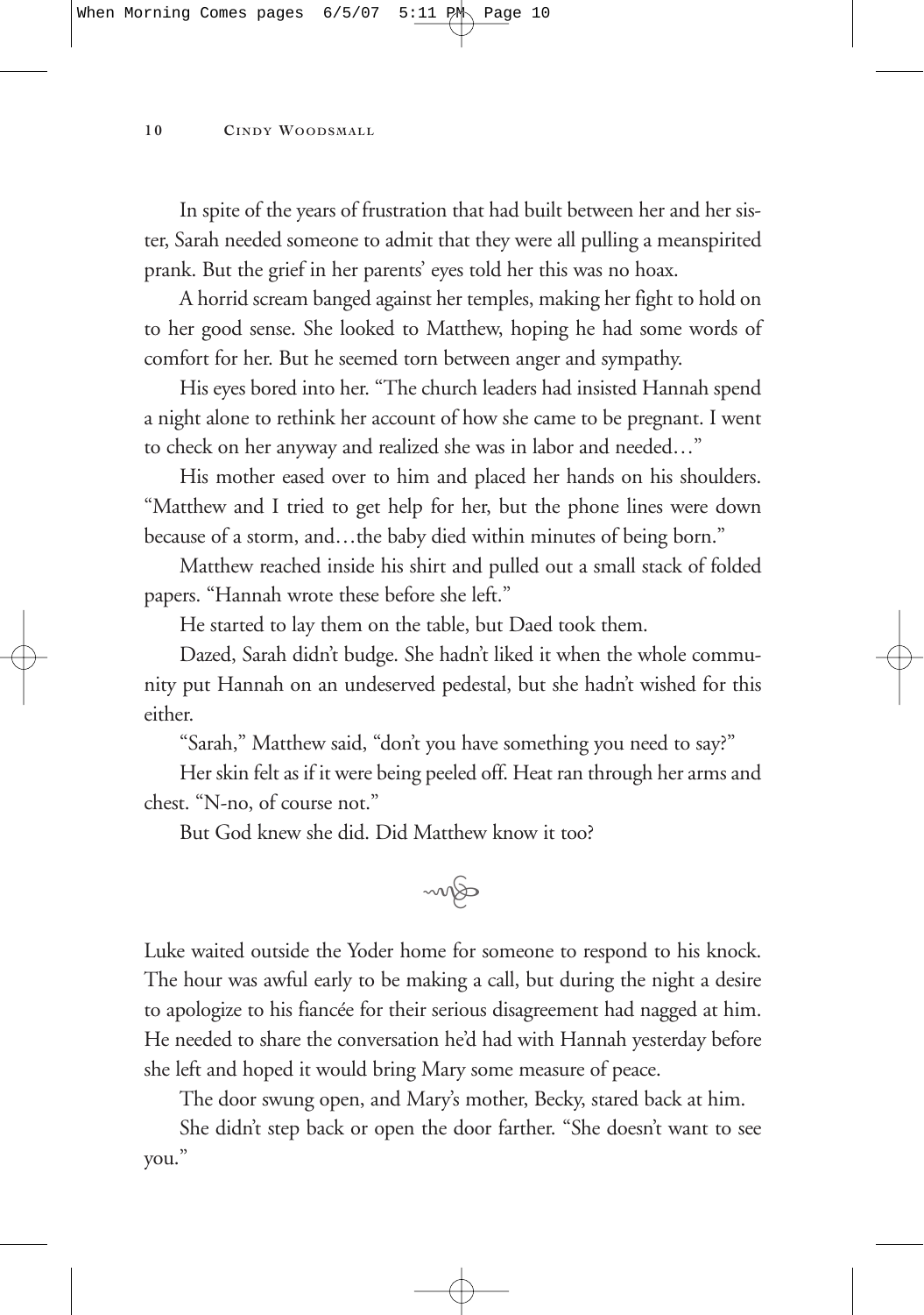In spite of the years of frustration that had built between her and her sister, Sarah needed someone to admit that they were all pulling a meanspirited prank. But the grief in her parents' eyes told her this was no hoax.

A horrid scream banged against her temples, making her fight to hold on to her good sense. She looked to Matthew, hoping he had some words of comfort for her. But he seemed torn between anger and sympathy.

His eyes bored into her. "The church leaders had insisted Hannah spend a night alone to rethink her account of how she came to be pregnant. I went to check on her anyway and realized she was in labor and needed…"

His mother eased over to him and placed her hands on his shoulders. "Matthew and I tried to get help for her, but the phone lines were down because of a storm, and…the baby died within minutes of being born."

Matthew reached inside his shirt and pulled out a small stack of folded papers. "Hannah wrote these before she left."

He started to lay them on the table, but Daed took them.

Dazed, Sarah didn't budge. She hadn't liked it when the whole community put Hannah on an undeserved pedestal, but she hadn't wished for this either.

"Sarah," Matthew said, "don't you have something you need to say?"

Her skin felt as if it were being peeled off. Heat ran through her arms and chest. "N-no, of course not."

But God knew she did. Did Matthew know it too?

Luke waited outside the Yoder home for someone to respond to his knock. The hour was awful early to be making a call, but during the night a desire to apologize to his fiancée for their serious disagreement had nagged at him. He needed to share the conversation he'd had with Hannah yesterday before she left and hoped it would bring Mary some measure of peace.

The door swung open, and Mary's mother, Becky, stared back at him.

She didn't step back or open the door farther. "She doesn't want to see you."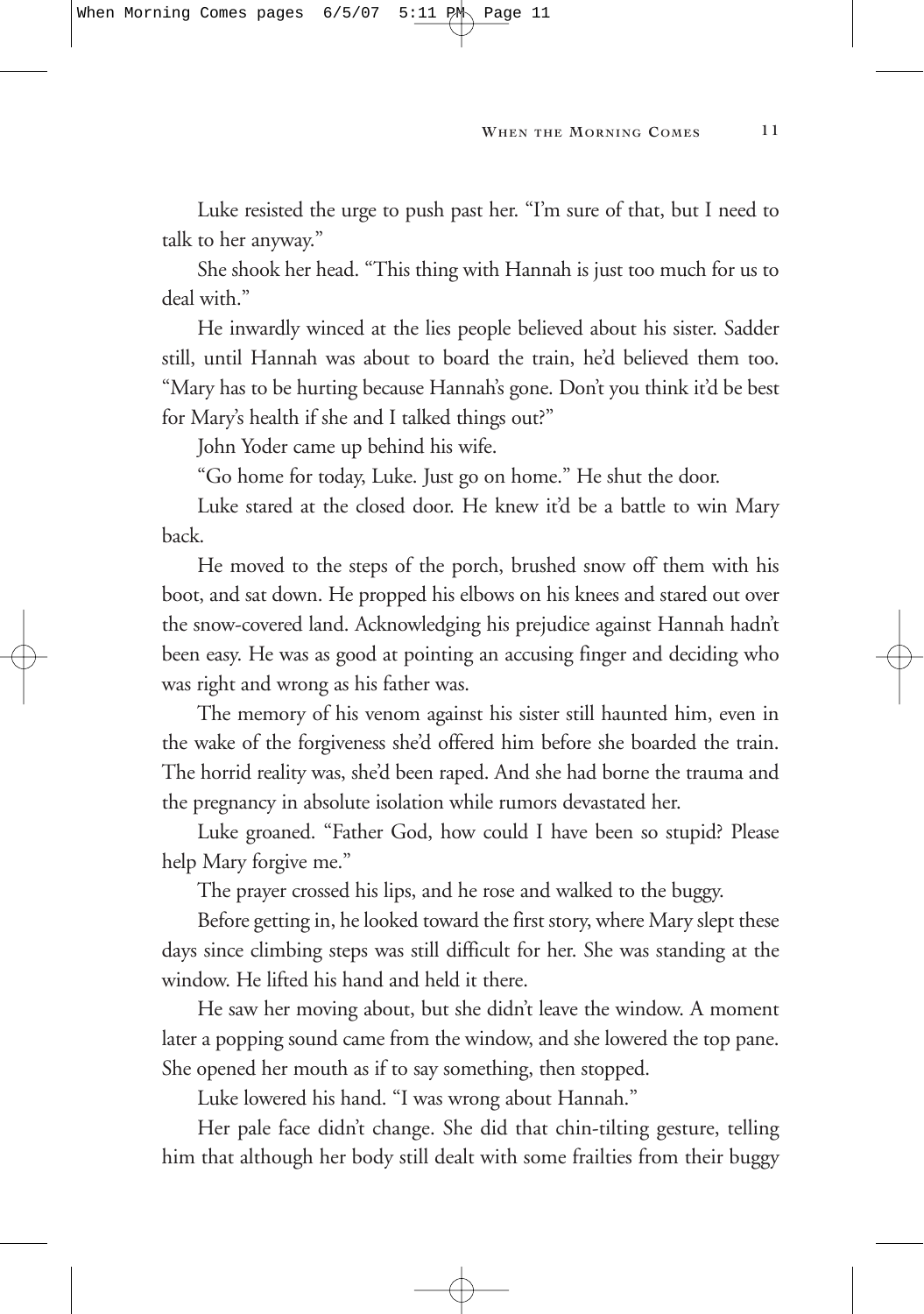Luke resisted the urge to push past her. "I'm sure of that, but I need to talk to her anyway."

She shook her head. "This thing with Hannah is just too much for us to deal with."

He inwardly winced at the lies people believed about his sister. Sadder still, until Hannah was about to board the train, he'd believed them too. "Mary has to be hurting because Hannah's gone. Don't you think it'd be best for Mary's health if she and I talked things out?"

John Yoder came up behind his wife.

"Go home for today, Luke. Just go on home." He shut the door.

Luke stared at the closed door. He knew it'd be a battle to win Mary back.

He moved to the steps of the porch, brushed snow off them with his boot, and sat down. He propped his elbows on his knees and stared out over the snow-covered land. Acknowledging his prejudice against Hannah hadn't been easy. He was as good at pointing an accusing finger and deciding who was right and wrong as his father was.

The memory of his venom against his sister still haunted him, even in the wake of the forgiveness she'd offered him before she boarded the train. The horrid reality was, she'd been raped. And she had borne the trauma and the pregnancy in absolute isolation while rumors devastated her.

Luke groaned. "Father God, how could I have been so stupid? Please help Mary forgive me."

The prayer crossed his lips, and he rose and walked to the buggy.

Before getting in, he looked toward the first story, where Mary slept these days since climbing steps was still difficult for her. She was standing at the window. He lifted his hand and held it there.

He saw her moving about, but she didn't leave the window. A moment later a popping sound came from the window, and she lowered the top pane. She opened her mouth as if to say something, then stopped.

Luke lowered his hand. "I was wrong about Hannah."

Her pale face didn't change. She did that chin-tilting gesture, telling him that although her body still dealt with some frailties from their buggy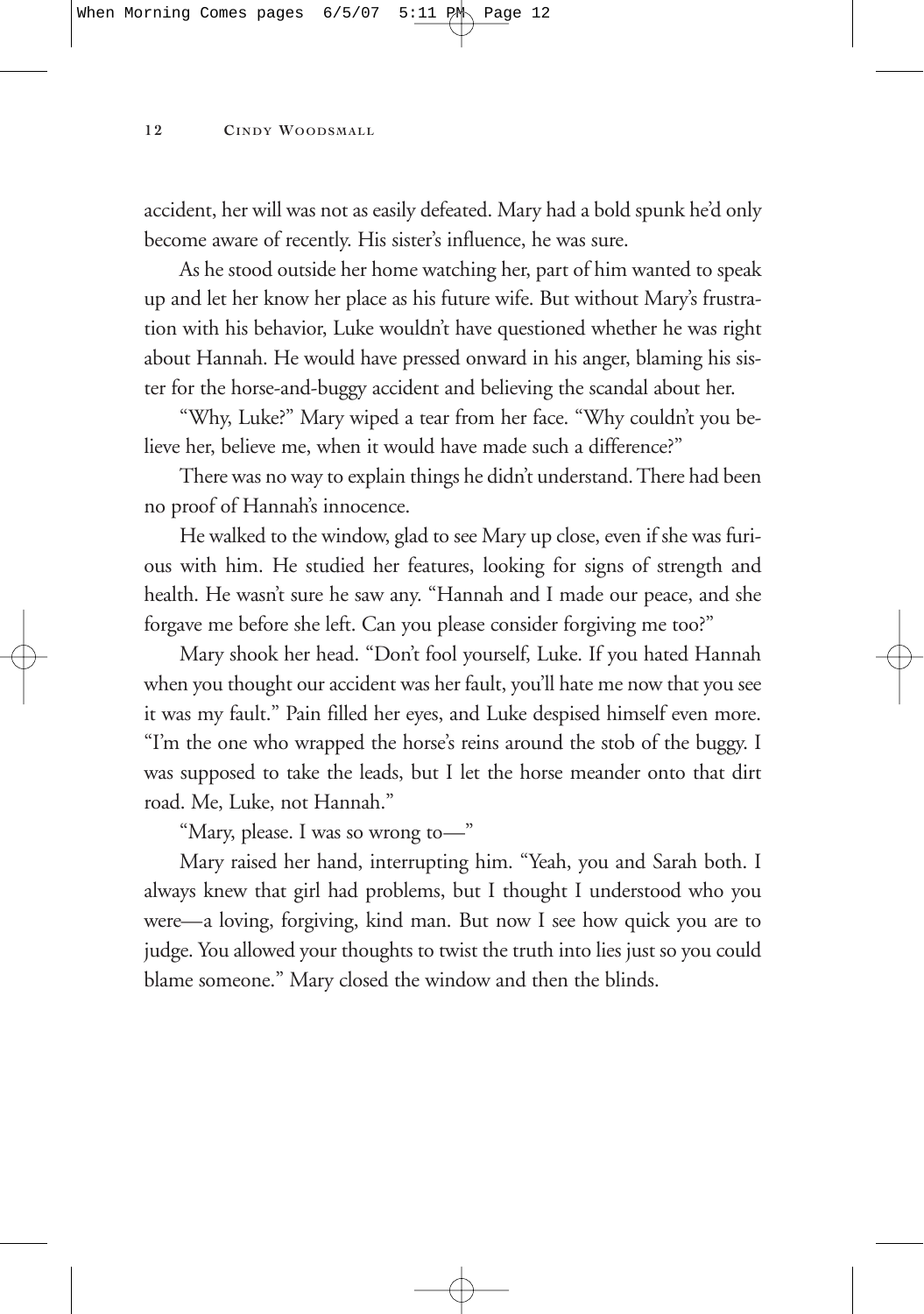accident, her will was not as easily defeated. Mary had a bold spunk he'd only become aware of recently. His sister's influence, he was sure.

As he stood outside her home watching her, part of him wanted to speak up and let her know her place as his future wife. But without Mary's frustration with his behavior, Luke wouldn't have questioned whether he was right about Hannah. He would have pressed onward in his anger, blaming his sister for the horse-and-buggy accident and believing the scandal about her.

"Why, Luke?" Mary wiped a tear from her face. "Why couldn't you believe her, believe me, when it would have made such a difference?"

There was no way to explain things he didn't understand. There had been no proof of Hannah's innocence.

He walked to the window, glad to see Mary up close, even if she was furious with him. He studied her features, looking for signs of strength and health. He wasn't sure he saw any. "Hannah and I made our peace, and she forgave me before she left. Can you please consider forgiving me too?"

Mary shook her head. "Don't fool yourself, Luke. If you hated Hannah when you thought our accident was her fault, you'll hate me now that you see it was my fault." Pain filled her eyes, and Luke despised himself even more. "I'm the one who wrapped the horse's reins around the stob of the buggy. I was supposed to take the leads, but I let the horse meander onto that dirt road. Me, Luke, not Hannah."

"Mary, please. I was so wrong to—"

Mary raised her hand, interrupting him. "Yeah, you and Sarah both. I always knew that girl had problems, but I thought I understood who you were—a loving, forgiving, kind man. But now I see how quick you are to judge. You allowed your thoughts to twist the truth into lies just so you could blame someone." Mary closed the window and then the blinds.